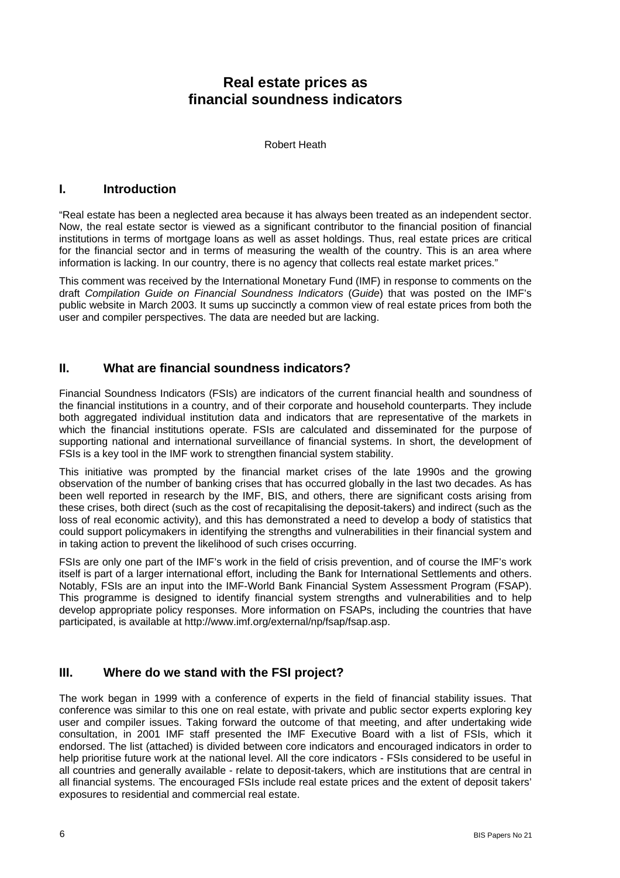# Real estate prices as financial soundness indicators

Robert Heath

## I. Introduction

"Real estate has been a neglected area because it has always been treated as an independent sector. Now, the real estate sector is viewed as a significant contributor to the financial position of financial institutions in terms of mortgage loans as well as asset holdings. Thus, real estate prices are critical for the financial sector and in terms of measuring the wealth of the country. This is an area where information is lacking. In our country, there is no agency that collects real estate market prices."

This comment was received by the International Monetary Fund (IMF) in response to comments on the draft *Compilation Guide on Financial Soundness Indicators* (*Guide*) that was posted on the IMF's public website in March 2003. It sums up succinctly a common view of real estate prices from both the user and compiler perspectives. The data are needed but are lacking.

## II. What are financial soundness indicators?

Financial Soundness Indicators (FSIs) are indicators of the current financial health and soundness of the financial institutions in a country, and of their corporate and household counterparts. They include both aggregated individual institution data and indicators that are representative of the markets in which the financial institutions operate. FSIs are calculated and disseminated for the purpose of supporting national and international surveillance of financial systems. In short, the development of FSIs is a key tool in the IMF work to strengthen financial system stability.

This initiative was prompted by the financial market crises of the late 1990s and the growing observation of the number of banking crises that has occurred globally in the last two decades. As has been well reported in research by the IMF, BIS, and others, there are significant costs arising from these crises, both direct (such as the cost of recapitalising the deposit-takers) and indirect (such as the loss of real economic activity), and this has demonstrated a need to develop a body of statistics that could support policymakers in identifying the strengths and vulnerabilities in their financial system and in taking action to prevent the likelihood of such crises occurring.

FSIs are only one part of the IMF's work in the field of crisis prevention, and of course the IMF's work itself is part of a larger international effort, including the Bank for International Settlements and others. Notably, FSIs are an input into the IMF-World Bank Financial System Assessment Program (FSAP). This programme is designed to identify financial system strengths and vulnerabilities and to help develop appropriate policy responses. More information on FSAPs, including the countries that have participated, is available at http://www.imf.org/external/np/fsap/fsap.asp.

## III. Where do we stand with the FSI project?

The work began in 1999 with a conference of experts in the field of financial stability issues. That conference was similar to this one on real estate, with private and public sector experts exploring key user and compiler issues. Taking forward the outcome of that meeting, and after undertaking wide consultation, in 2001 IMF staff presented the IMF Executive Board with a list of FSIs, which it endorsed. The list (attached) is divided between core indicators and encouraged indicators in order to help prioritise future work at the national level. All the core indicators - FSIs considered to be useful in all countries and generally available - relate to deposit-takers, which are institutions that are central in all financial systems. The encouraged FSIs include real estate prices and the extent of deposit takers' exposures to residential and commercial real estate.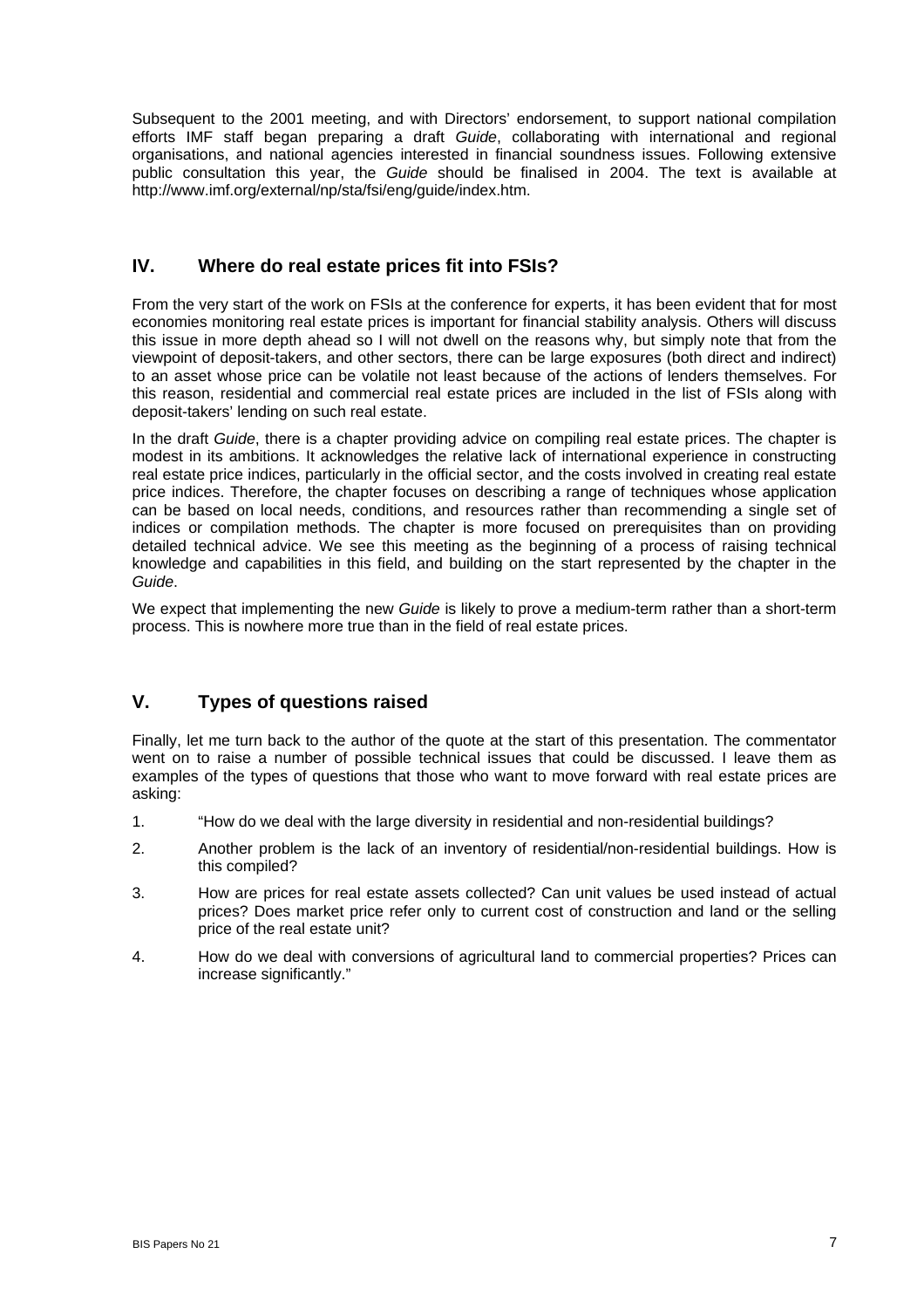Subsequent to the 2001 meeting, and with Directors' endorsement, to support national compilation efforts IMF staff began preparing a draft *Guide*, collaborating with international and regional organisations, and national agencies interested in financial soundness issues. Following extensive public consultation this year, the *Guide* should be finalised in 2004. The text is available at http://www.imf.org/external/np/sta/fsi/eng/guide/index.htm.

## IV. Where do real estate prices fit into FSIs?

From the very start of the work on FSIs at the conference for experts, it has been evident that for most economies monitoring real estate prices is important for financial stability analysis. Others will discuss this issue in more depth ahead so I will not dwell on the reasons why, but simply note that from the viewpoint of deposit-takers, and other sectors, there can be large exposures (both direct and indirect) to an asset whose price can be volatile not least because of the actions of lenders themselves. For this reason, residential and commercial real estate prices are included in the list of FSIs along with deposit-takers' lending on such real estate.

In the draft *Guide*, there is a chapter providing advice on compiling real estate prices. The chapter is modest in its ambitions. It acknowledges the relative lack of international experience in constructing real estate price indices, particularly in the official sector, and the costs involved in creating real estate price indices. Therefore, the chapter focuses on describing a range of techniques whose application can be based on local needs, conditions, and resources rather than recommending a single set of indices or compilation methods. The chapter is more focused on prerequisites than on providing detailed technical advice. We see this meeting as the beginning of a process of raising technical knowledge and capabilities in this field, and building on the start represented by the chapter in the *Guide*.

We expect that implementing the new *Guide* is likely to prove a medium-term rather than a short-term process. This is nowhere more true than in the field of real estate prices.

## V. Types of questions raised

Finally, let me turn back to the author of the quote at the start of this presentation. The commentator went on to raise a number of possible technical issues that could be discussed. I leave them as examples of the types of questions that those who want to move forward with real estate prices are asking:

1. "How do we deal with the large diversity in residential and non-residential buildings?
2. Another problem is the lack of an inventory of residential/non-residential buildings. How is this compiled?
3. How are prices for real estate assets collected? Can unit values be used instead of actual prices? Does market price refer only to current cost of construction and land or the selling price of the real estate unit?
4. How do we deal with conversions of agricultural land to commercial properties? Prices can increase significantly."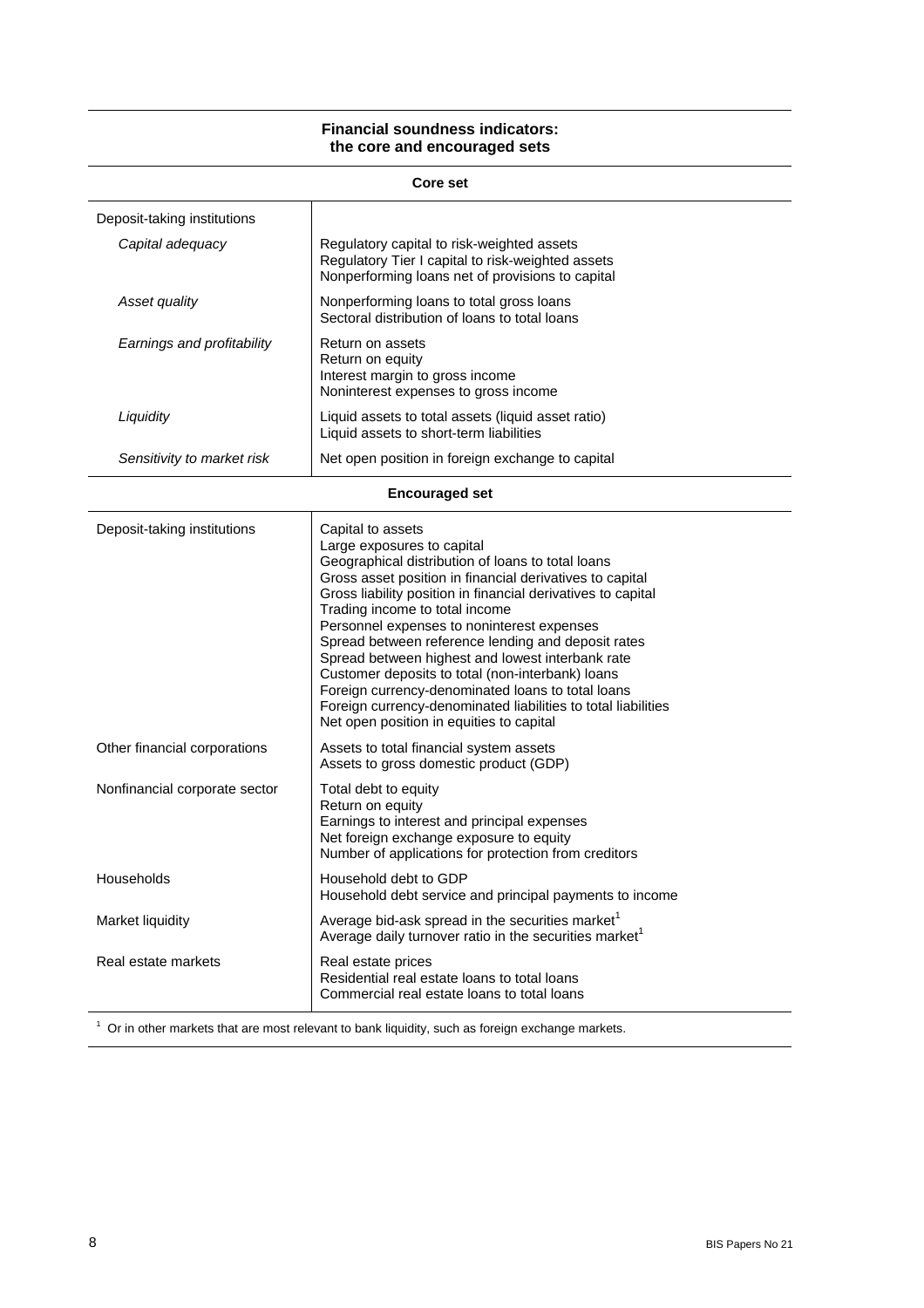**Financial soundness indicators: the core and encouraged sets**

| | |
|---|---|
| **Core set** | |
| Deposit-taking institutions | |
| *Capital adequacy* | Regulatory capital to risk-weighted assets<br>Regulatory Tier I capital to risk-weighted assets<br>Nonperforming loans net of provisions to capital |
| *Asset quality* | Nonperforming loans to total gross loans<br>Sectoral distribution of loans to total loans |
| *Earnings and profitability* | Return on assets<br>Return on equity<br>Interest margin to gross income<br>Noninterest expenses to gross income |
| *Liquidity* | Liquid assets to total assets (liquid asset ratio)<br>Liquid assets to short-term liabilities |
| *Sensitivity to market risk* | Net open position in foreign exchange to capital |
| **Encouraged set** | |
| Deposit-taking institutions | Capital to assets<br>Large exposures to capital<br>Geographical distribution of loans to total loans<br>Gross asset position in financial derivatives to capital<br>Gross liability position in financial derivatives to capital<br>Trading income to total income<br>Personnel expenses to noninterest expenses<br>Spread between reference lending and deposit rates<br>Spread between highest and lowest interbank rate<br>Customer deposits to total (non-interbank) loans<br>Foreign currency-denominated loans to total loans<br>Foreign currency-denominated liabilities to total liabilities<br>Net open position in equities to capital |
| Other financial corporations | Assets to total financial system assets<br>Assets to gross domestic product (GDP) |
| Nonfinancial corporate sector | Total debt to equity<br>Return on equity<br>Earnings to interest and principal expenses<br>Net foreign exchange exposure to equity<br>Number of applications for protection from creditors |
| Households | Household debt to GDP<br>Household debt service and principal payments to income |
| Market liquidity | Average bid-ask spread in the securities market[1]<br>Average daily turnover ratio in the securities market[1] |
| Real estate markets | Real estate prices<br>Residential real estate loans to total loans<br>Commercial real estate loans to total loans |

[1] Or in other markets that are most relevant to bank liquidity, such as foreign exchange markets.